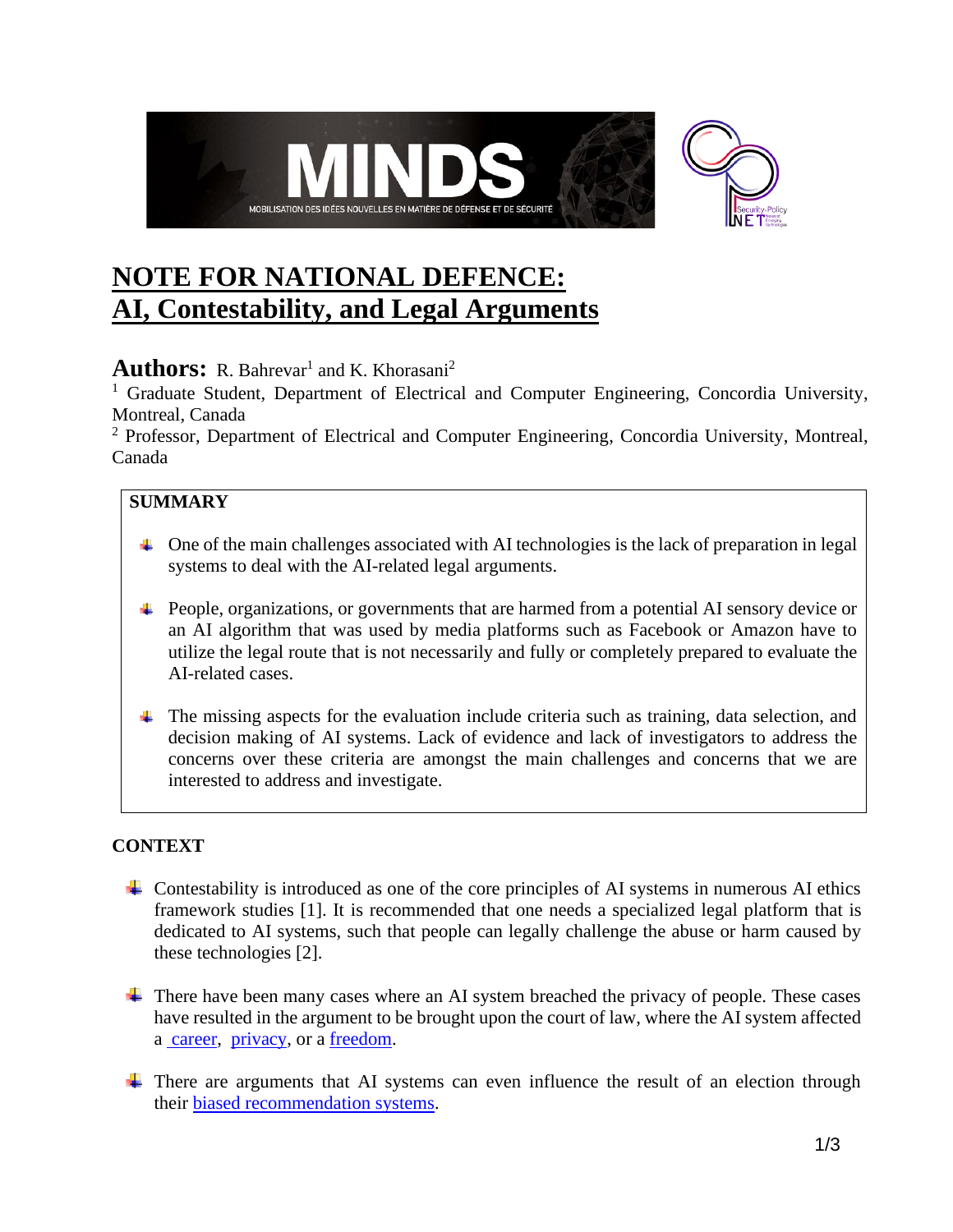# NOTE FOR NATIONAL DEFENCE: AI, Contestability, and Legal Arguments

**Authors:** R. Bahrevar[1] and K. Khorasani[2]

[1] Graduate Student, Department of Electrical and Computer Engineering, Concordia University, Montreal, Canada

[2] Professor, Department of Electrical and Computer Engineering, Concordia University, Montreal, Canada

## SUMMARY

- One of the main challenges associated with AI technologies is the lack of preparation in legal systems to deal with the AI-related legal arguments.
- People, organizations, or governments that are harmed from a potential AI sensory device or an AI algorithm that was used by media platforms such as Facebook or Amazon have to utilize the legal route that is not necessarily and fully or completely prepared to evaluate the AI-related cases.
- The missing aspects for the evaluation include criteria such as training, data selection, and decision making of AI systems. Lack of evidence and lack of investigators to address the concerns over these criteria are amongst the main challenges and concerns that we are interested to address and investigate.

## CONTEXT

- Contestability is introduced as one of the core principles of AI systems in numerous AI ethics framework studies [1]. It is recommended that one needs a specialized legal platform that is dedicated to AI systems, such that people can legally challenge the abuse or harm caused by these technologies [2].
- There have been many cases where an AI system breached the privacy of people. These cases have resulted in the argument to be brought upon the court of law, where the AI system affected a career, privacy, or a freedom.
- There are arguments that AI systems can even influence the result of an election through their biased recommendation systems.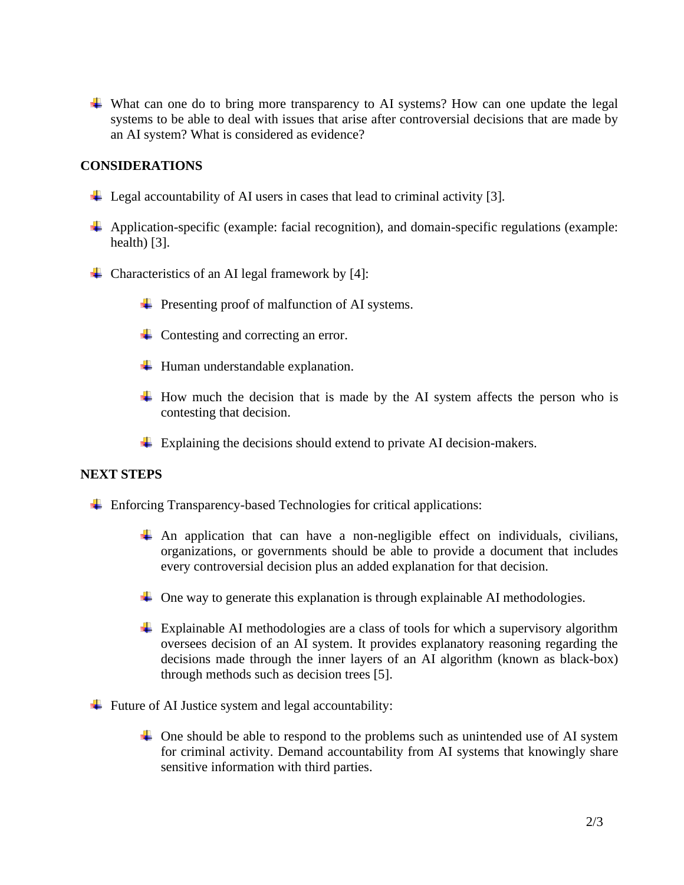- What can one do to bring more transparency to AI systems? How can one update the legal systems to be able to deal with issues that arise after controversial decisions that are made by an AI system? What is considered as evidence?

**CONSIDERATIONS**

- Legal accountability of AI users in cases that lead to criminal activity [3].
- Application-specific (example: facial recognition), and domain-specific regulations (example: health) [3].
- Characteristics of an AI legal framework by [4]:
  - Presenting proof of malfunction of AI systems.
  - Contesting and correcting an error.
  - Human understandable explanation.
  - How much the decision that is made by the AI system affects the person who is contesting that decision.
  - Explaining the decisions should extend to private AI decision-makers.

**NEXT STEPS**

- Enforcing Transparency-based Technologies for critical applications:
  - An application that can have a non-negligible effect on individuals, civilians, organizations, or governments should be able to provide a document that includes every controversial decision plus an added explanation for that decision.
  - One way to generate this explanation is through explainable AI methodologies.
  - Explainable AI methodologies are a class of tools for which a supervisory algorithm oversees decision of an AI system. It provides explanatory reasoning regarding the decisions made through the inner layers of an AI algorithm (known as black-box) through methods such as decision trees [5].
- Future of AI Justice system and legal accountability:
  - One should be able to respond to the problems such as unintended use of AI system for criminal activity. Demand accountability from AI systems that knowingly share sensitive information with third parties.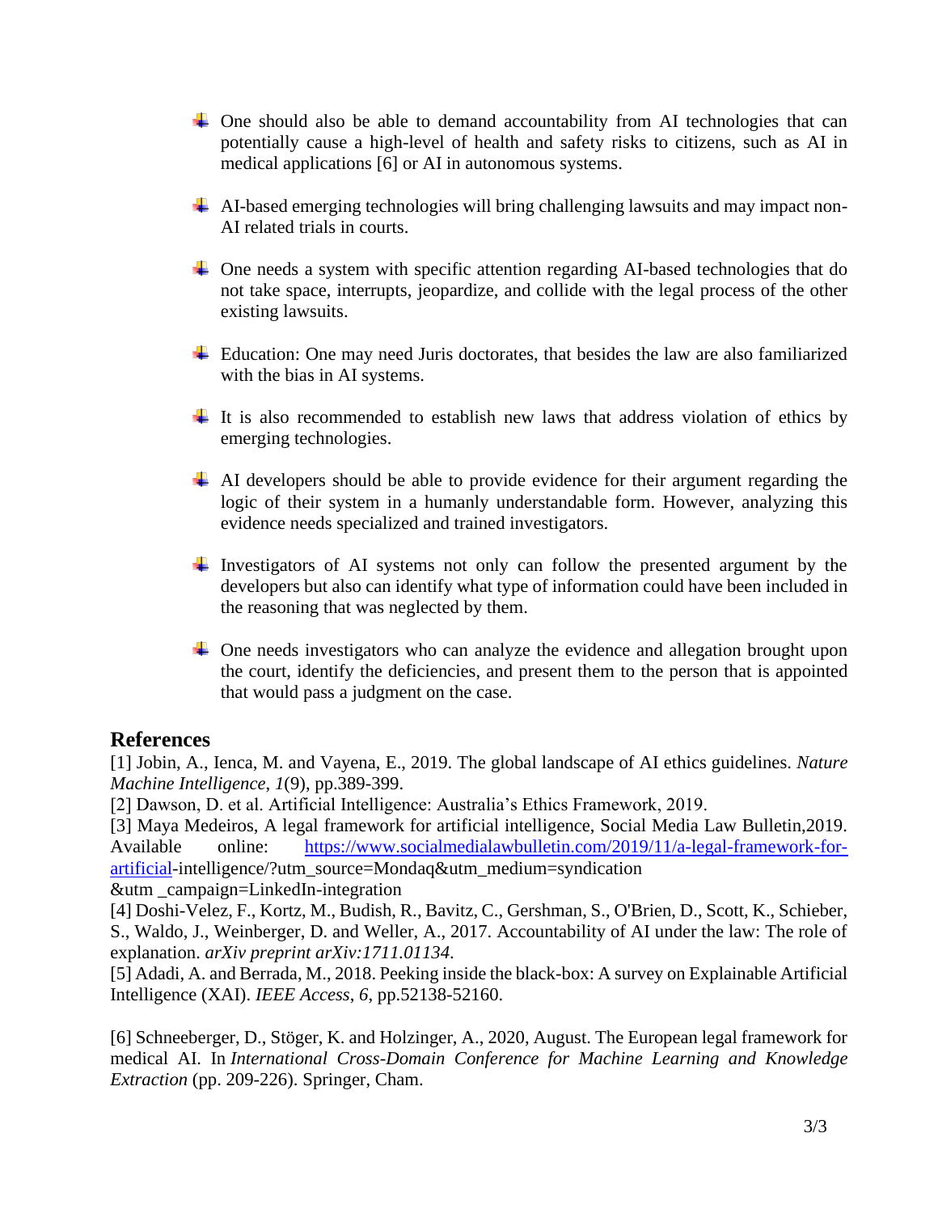- One should also be able to demand accountability from AI technologies that can potentially cause a high-level of health and safety risks to citizens, such as AI in medical applications [6] or AI in autonomous systems.

- AI-based emerging technologies will bring challenging lawsuits and may impact non-AI related trials in courts.

- One needs a system with specific attention regarding AI-based technologies that do not take space, interrupts, jeopardize, and collide with the legal process of the other existing lawsuits.

- Education: One may need Juris doctorates, that besides the law are also familiarized with the bias in AI systems.

- It is also recommended to establish new laws that address violation of ethics by emerging technologies.

- AI developers should be able to provide evidence for their argument regarding the logic of their system in a humanly understandable form. However, analyzing this evidence needs specialized and trained investigators.

- Investigators of AI systems not only can follow the presented argument by the developers but also can identify what type of information could have been included in the reasoning that was neglected by them.

- One needs investigators who can analyze the evidence and allegation brought upon the court, identify the deficiencies, and present them to the person that is appointed that would pass a judgment on the case.

## References

[1] Jobin, A., Ienca, M. and Vayena, E., 2019. The global landscape of AI ethics guidelines. *Nature Machine Intelligence*, *1*(9), pp.389-399.

[2] Dawson, D. et al. Artificial Intelligence: Australia's Ethics Framework, 2019.

[3] Maya Medeiros, A legal framework for artificial intelligence, Social Media Law Bulletin,2019. Available online: https://www.socialmedialawbulletin.com/2019/11/a-legal-framework-for-artificial-intelligence/?utm_source=Mondaq&utm_medium=syndication &utm _campaign=LinkedIn-integration

[4] Doshi-Velez, F., Kortz, M., Budish, R., Bavitz, C., Gershman, S., O'Brien, D., Scott, K., Schieber, S., Waldo, J., Weinberger, D. and Weller, A., 2017. Accountability of AI under the law: The role of explanation. *arXiv preprint arXiv:1711.01134*.

[5] Adadi, A. and Berrada, M., 2018. Peeking inside the black-box: A survey on Explainable Artificial Intelligence (XAI). *IEEE Access*, *6*, pp.52138-52160.

[6] Schneeberger, D., Stöger, K. and Holzinger, A., 2020, August. The European legal framework for medical AI. In *International Cross-Domain Conference for Machine Learning and Knowledge Extraction* (pp. 209-226). Springer, Cham.